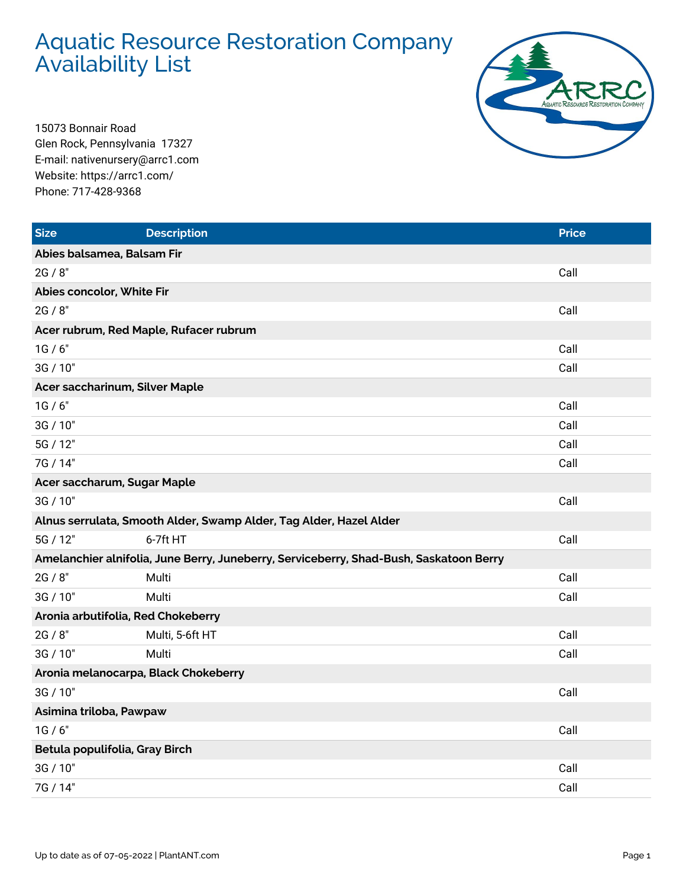# Aquatic Resource Restoration Company Availability List

15073 Bonnair Road
Glen Rock, Pennsylvania 17327
E-mail: nativenursery@arrc1.com
Website: https://arrc1.com/
Phone: 717-428-9368

| Size | Description | Price |
|---|---|---|
| **Abies balsamea, Balsam Fir** | | |
| 2G / 8" | | Call |
| **Abies concolor, White Fir** | | |
| 2G / 8" | | Call |
| **Acer rubrum, Red Maple, Rufacer rubrum** | | |
| 1G / 6" | | Call |
| 3G / 10" | | Call |
| **Acer saccharinum, Silver Maple** | | |
| 1G / 6" | | Call |
| 3G / 10" | | Call |
| 5G / 12" | | Call |
| 7G / 14" | | Call |
| **Acer saccharum, Sugar Maple** | | |
| 3G / 10" | | Call |
| **Alnus serrulata, Smooth Alder, Swamp Alder, Tag Alder, Hazel Alder** | | |
| 5G / 12" | 6-7ft HT | Call |
| **Amelanchier alnifolia, June Berry, Juneberry, Serviceberry, Shad-Bush, Saskatoon Berry** | | |
| 2G / 8" | Multi | Call |
| 3G / 10" | Multi | Call |
| **Aronia arbutifolia, Red Chokeberry** | | |
| 2G / 8" | Multi, 5-6ft HT | Call |
| 3G / 10" | Multi | Call |
| **Aronia melanocarpa, Black Chokeberry** | | |
| 3G / 10" | | Call |
| **Asimina triloba, Pawpaw** | | |
| 1G / 6" | | Call |
| **Betula populifolia, Gray Birch** | | |
| 3G / 10" | | Call |
| 7G / 14" | | Call |

Up to date as of 07-05-2022 | PlantANT.com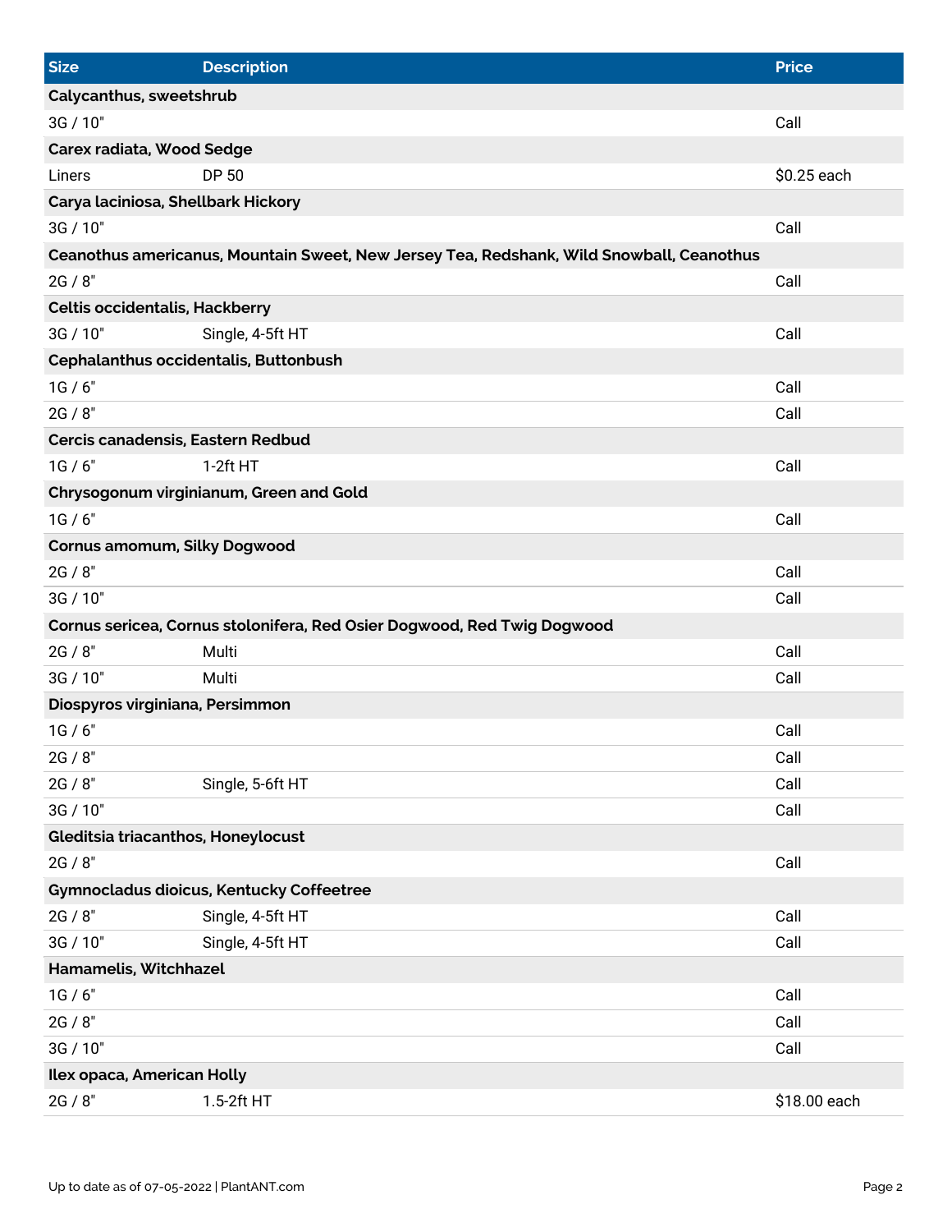| Size | Description | Price |
|---|---|---|
| **Calycanthus, sweetshrub** | | |
| 3G / 10" | | Call |
| **Carex radiata, Wood Sedge** | | |
| Liners | DP 50 | $0.25 each |
| **Carya laciniosa, Shellbark Hickory** | | |
| 3G / 10" | | Call |
| **Ceanothus americanus, Mountain Sweet, New Jersey Tea, Redshank, Wild Snowball, Ceanothus** | | |
| 2G / 8" | | Call |
| **Celtis occidentalis, Hackberry** | | |
| 3G / 10" | Single, 4-5ft HT | Call |
| **Cephalanthus occidentalis, Buttonbush** | | |
| 1G / 6" | | Call |
| 2G / 8" | | Call |
| **Cercis canadensis, Eastern Redbud** | | |
| 1G / 6" | 1-2ft HT | Call |
| **Chrysogonum virginianum, Green and Gold** | | |
| 1G / 6" | | Call |
| **Cornus amomum, Silky Dogwood** | | |
| 2G / 8" | | Call |
| 3G / 10" | | Call |
| **Cornus sericea, Cornus stolonifera, Red Osier Dogwood, Red Twig Dogwood** | | |
| 2G / 8" | Multi | Call |
| 3G / 10" | Multi | Call |
| **Diospyros virginiana, Persimmon** | | |
| 1G / 6" | | Call |
| 2G / 8" | | Call |
| 2G / 8" | Single, 5-6ft HT | Call |
| 3G / 10" | | Call |
| **Gleditsia triacanthos, Honeylocust** | | |
| 2G / 8" | | Call |
| **Gymnocladus dioicus, Kentucky Coffeetree** | | |
| 2G / 8" | Single, 4-5ft HT | Call |
| 3G / 10" | Single, 4-5ft HT | Call |
| **Hamamelis, Witchhazel** | | |
| 1G / 6" | | Call |
| 2G / 8" | | Call |
| 3G / 10" | | Call |
| **Ilex opaca, American Holly** | | |
| 2G / 8" | 1.5-2ft HT | $18.00 each |

Up to date as of 07-05-2022 | PlantANT.com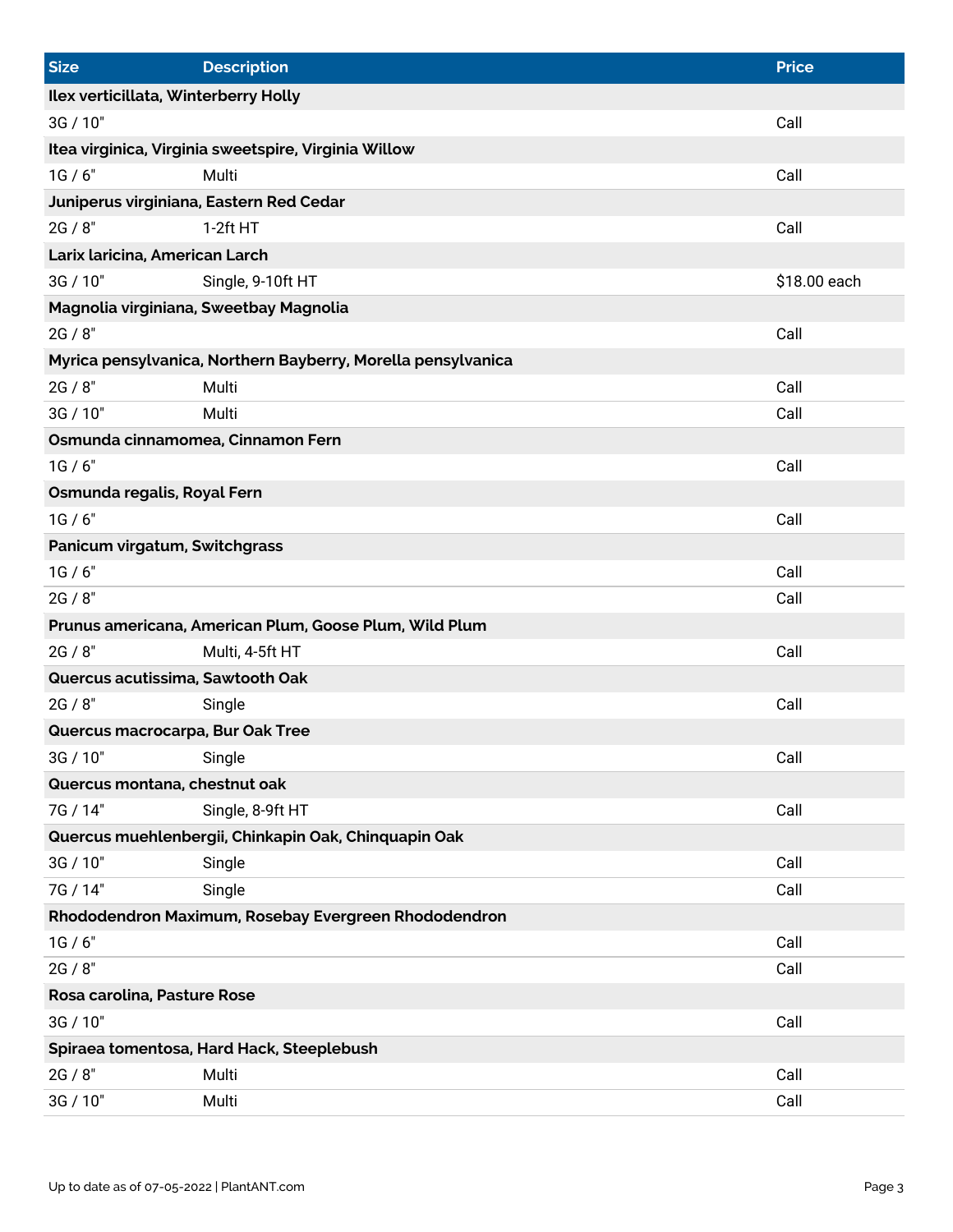| Size | Description | Price |
| --- | --- | --- |
| **Ilex verticillata, Winterberry Holly** | | |
| 3G / 10" | | Call |
| **Itea virginica, Virginia sweetspire, Virginia Willow** | | |
| 1G / 6" | Multi | Call |
| **Juniperus virginiana, Eastern Red Cedar** | | |
| 2G / 8" | 1-2ft HT | Call |
| **Larix laricina, American Larch** | | |
| 3G / 10" | Single, 9-10ft HT | $18.00 each |
| **Magnolia virginiana, Sweetbay Magnolia** | | |
| 2G / 8" | | Call |
| **Myrica pensylvanica, Northern Bayberry, Morella pensylvanica** | | |
| 2G / 8" | Multi | Call |
| 3G / 10" | Multi | Call |
| **Osmunda cinnamomea, Cinnamon Fern** | | |
| 1G / 6" | | Call |
| **Osmunda regalis, Royal Fern** | | |
| 1G / 6" | | Call |
| **Panicum virgatum, Switchgrass** | | |
| 1G / 6" | | Call |
| 2G / 8" | | Call |
| **Prunus americana, American Plum, Goose Plum, Wild Plum** | | |
| 2G / 8" | Multi, 4-5ft HT | Call |
| **Quercus acutissima, Sawtooth Oak** | | |
| 2G / 8" | Single | Call |
| **Quercus macrocarpa, Bur Oak Tree** | | |
| 3G / 10" | Single | Call |
| **Quercus montana, chestnut oak** | | |
| 7G / 14" | Single, 8-9ft HT | Call |
| **Quercus muehlenbergii, Chinkapin Oak, Chinquapin Oak** | | |
| 3G / 10" | Single | Call |
| 7G / 14" | Single | Call |
| **Rhododendron Maximum, Rosebay Evergreen Rhododendron** | | |
| 1G / 6" | | Call |
| 2G / 8" | | Call |
| **Rosa carolina, Pasture Rose** | | |
| 3G / 10" | | Call |
| **Spiraea tomentosa, Hard Hack, Steeplebush** | | |
| 2G / 8" | Multi | Call |
| 3G / 10" | Multi | Call |

Up to date as of 07-05-2022 | PlantANT.com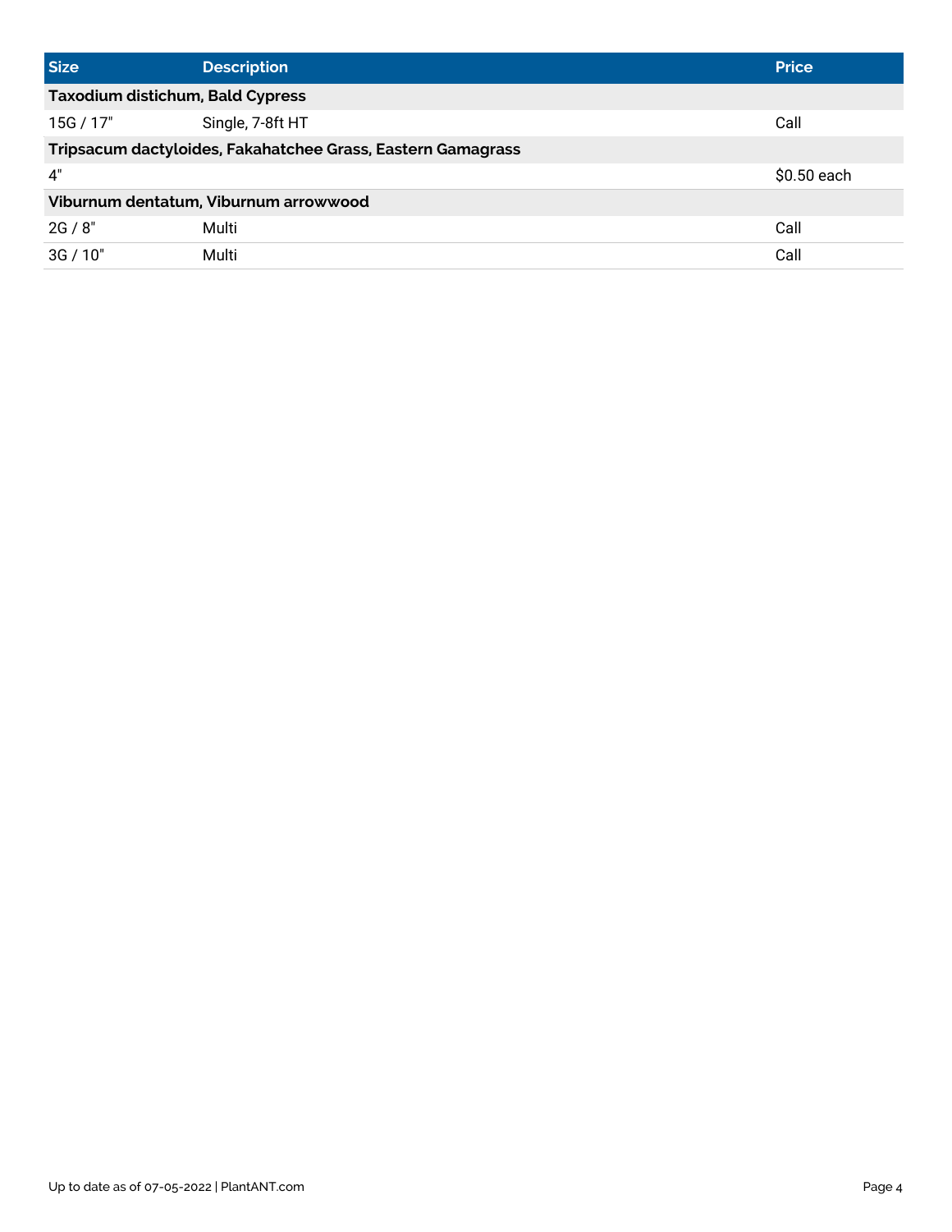| Size | Description | Price |
| --- | --- | --- |
| **Taxodium distichum, Bald Cypress** | | |
| 15G / 17" | Single, 7-8ft HT | Call |
| **Tripsacum dactyloides, Fakahatchee Grass, Eastern Gamagrass** | | |
| 4" | | $0.50 each |
| **Viburnum dentatum, Viburnum arrowwood** | | |
| 2G / 8" | Multi | Call |
| 3G / 10" | Multi | Call |

Up to date as of 07-05-2022 | PlantANT.com